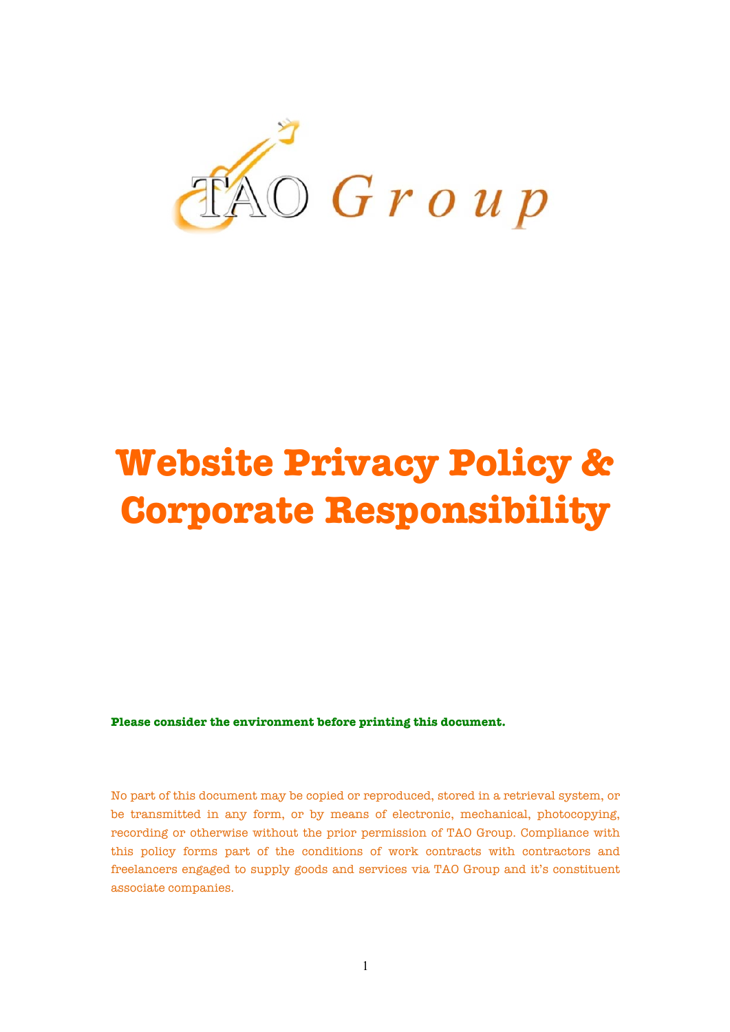TAO Group

# Website Privacy Policy & Corporate Responsibility

**Please consider the environment before printing this document.**

No part of this document may be copied or reproduced, stored in a retrieval system, or be transmitted in any form, or by means of electronic, mechanical, photocopying, recording or otherwise without the prior permission of TAO Group. Compliance with this policy forms part of the conditions of work contracts with contractors and freelancers engaged to supply goods and services via TAO Group and it's constituent associate companies.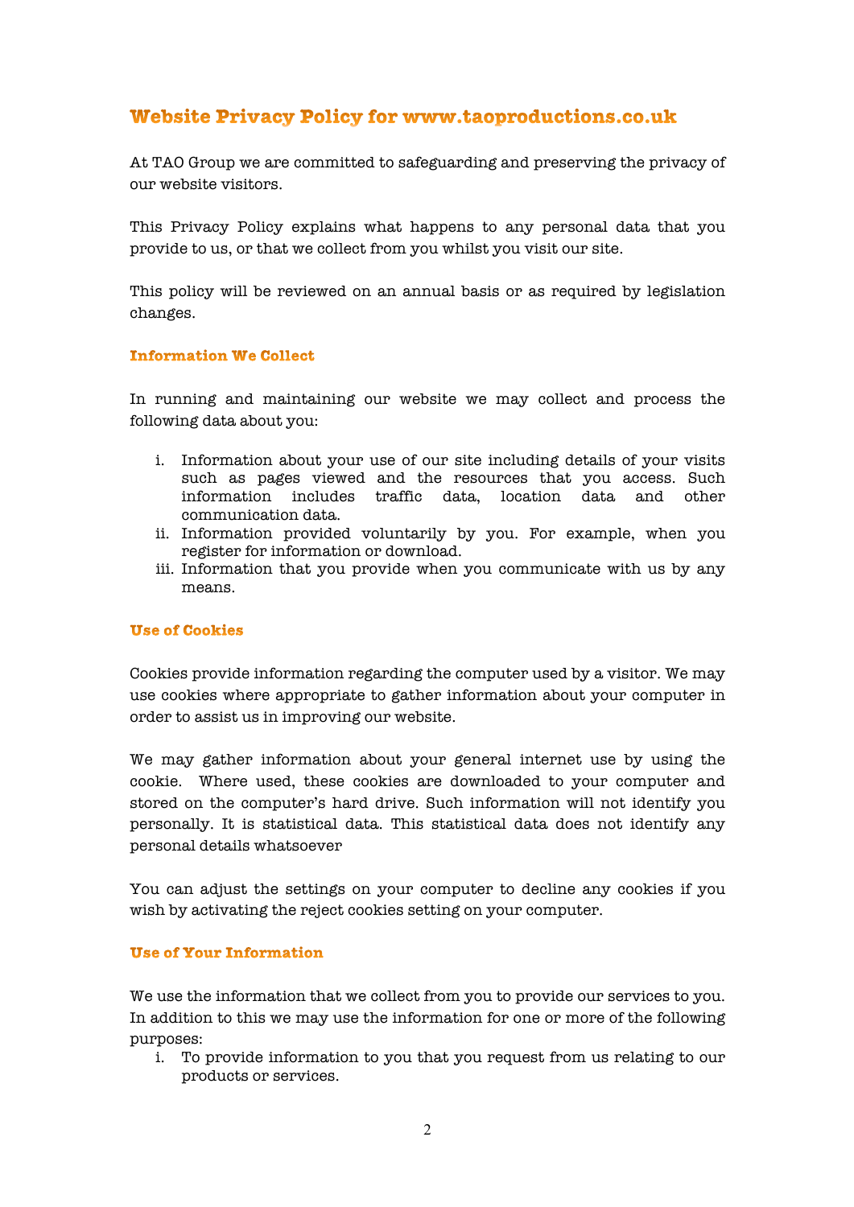## Website Privacy Policy for www.taoproductions.co.uk

At TAO Group we are committed to safeguarding and preserving the privacy of our website visitors.

This Privacy Policy explains what happens to any personal data that you provide to us, or that we collect from you whilst you visit our site.

This policy will be reviewed on an annual basis or as required by legislation changes.

### Information We Collect

In running and maintaining our website we may collect and process the following data about you:

i. Information about your use of our site including details of your visits such as pages viewed and the resources that you access. Such information includes traffic data, location data and other communication data.
ii. Information provided voluntarily by you. For example, when you register for information or download.
iii. Information that you provide when you communicate with us by any means.

### Use of Cookies

Cookies provide information regarding the computer used by a visitor. We may use cookies where appropriate to gather information about your computer in order to assist us in improving our website.

We may gather information about your general internet use by using the cookie. Where used, these cookies are downloaded to your computer and stored on the computer's hard drive. Such information will not identify you personally. It is statistical data. This statistical data does not identify any personal details whatsoever

You can adjust the settings on your computer to decline any cookies if you wish by activating the reject cookies setting on your computer.

### Use of Your Information

We use the information that we collect from you to provide our services to you. In addition to this we may use the information for one or more of the following purposes:

i. To provide information to you that you request from us relating to our products or services.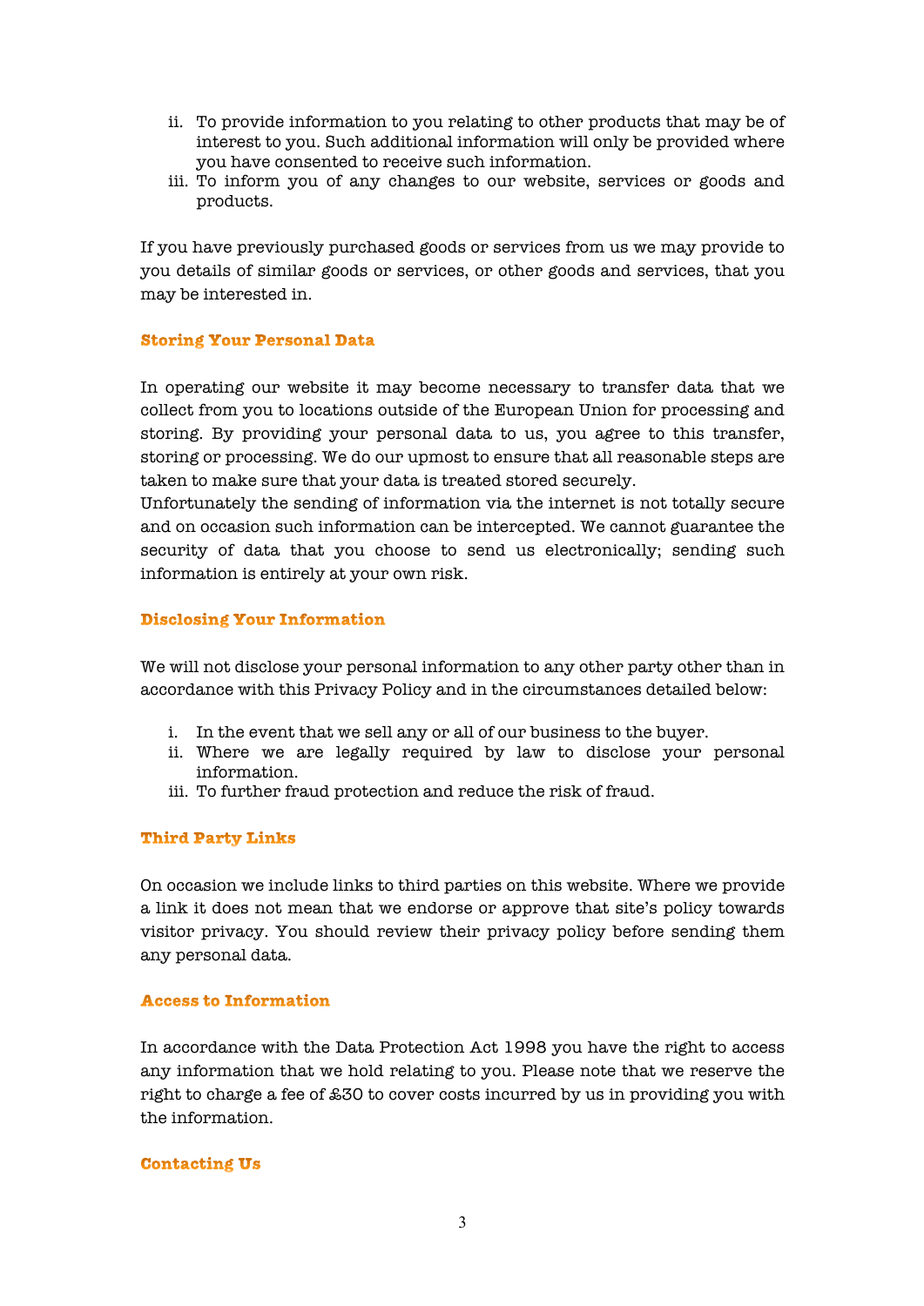ii. To provide information to you relating to other products that may be of interest to you. Such additional information will only be provided where you have consented to receive such information.
iii. To inform you of any changes to our website, services or goods and products.

If you have previously purchased goods or services from us we may provide to you details of similar goods or services, or other goods and services, that you may be interested in.

### Storing Your Personal Data

In operating our website it may become necessary to transfer data that we collect from you to locations outside of the European Union for processing and storing. By providing your personal data to us, you agree to this transfer, storing or processing. We do our upmost to ensure that all reasonable steps are taken to make sure that your data is treated stored securely.
Unfortunately the sending of information via the internet is not totally secure and on occasion such information can be intercepted. We cannot guarantee the security of data that you choose to send us electronically; sending such information is entirely at your own risk.

### Disclosing Your Information

We will not disclose your personal information to any other party other than in accordance with this Privacy Policy and in the circumstances detailed below:

i. In the event that we sell any or all of our business to the buyer.
ii. Where we are legally required by law to disclose your personal information.
iii. To further fraud protection and reduce the risk of fraud.

### Third Party Links

On occasion we include links to third parties on this website. Where we provide a link it does not mean that we endorse or approve that site's policy towards visitor privacy. You should review their privacy policy before sending them any personal data.

### Access to Information

In accordance with the Data Protection Act 1998 you have the right to access any information that we hold relating to you. Please note that we reserve the right to charge a fee of £30 to cover costs incurred by us in providing you with the information.

### Contacting Us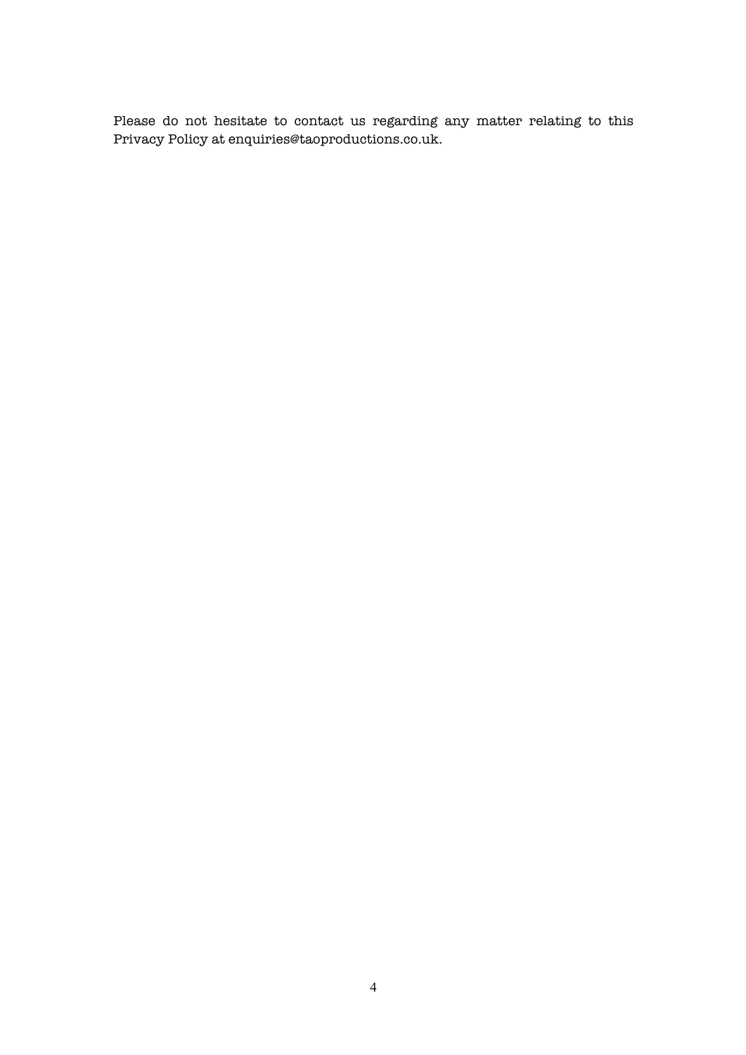Please do not hesitate to contact us regarding any matter relating to this Privacy Policy at enquiries@taoproductions.co.uk.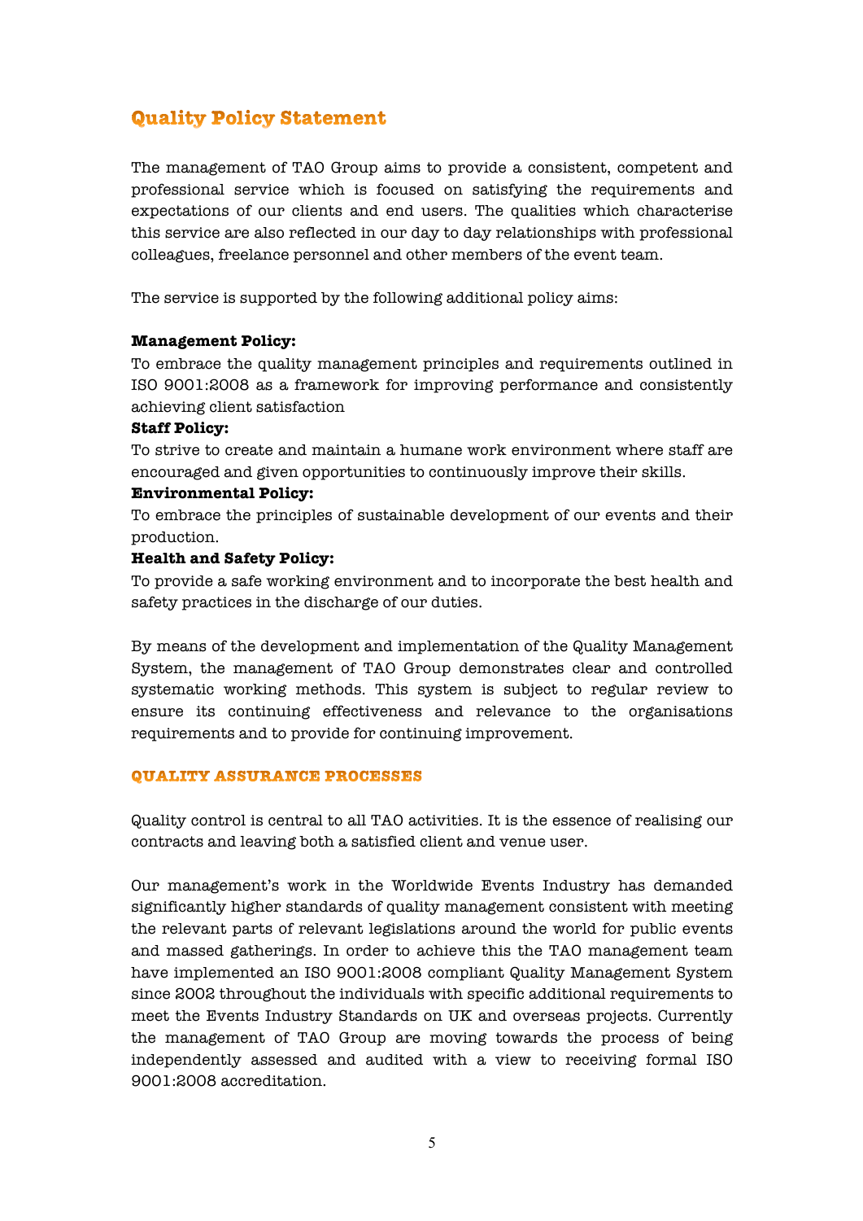## Quality Policy Statement

The management of TAO Group aims to provide a consistent, competent and professional service which is focused on satisfying the requirements and expectations of our clients and end users. The qualities which characterise this service are also reflected in our day to day relationships with professional colleagues, freelance personnel and other members of the event team.

The service is supported by the following additional policy aims:

**Management Policy:**
To embrace the quality management principles and requirements outlined in ISO 9001:2008 as a framework for improving performance and consistently achieving client satisfaction

**Staff Policy:**
To strive to create and maintain a humane work environment where staff are encouraged and given opportunities to continuously improve their skills.

**Environmental Policy:**
To embrace the principles of sustainable development of our events and their production.

**Health and Safety Policy:**
To provide a safe working environment and to incorporate the best health and safety practices in the discharge of our duties.

By means of the development and implementation of the Quality Management System, the management of TAO Group demonstrates clear and controlled systematic working methods. This system is subject to regular review to ensure its continuing effectiveness and relevance to the organisations requirements and to provide for continuing improvement.

### QUALITY ASSURANCE PROCESSES

Quality control is central to all TAO activities. It is the essence of realising our contracts and leaving both a satisfied client and venue user.

Our management's work in the Worldwide Events Industry has demanded significantly higher standards of quality management consistent with meeting the relevant parts of relevant legislations around the world for public events and massed gatherings. In order to achieve this the TAO management team have implemented an ISO 9001:2008 compliant Quality Management System since 2002 throughout the individuals with specific additional requirements to meet the Events Industry Standards on UK and overseas projects. Currently the management of TAO Group are moving towards the process of being independently assessed and audited with a view to receiving formal ISO 9001:2008 accreditation.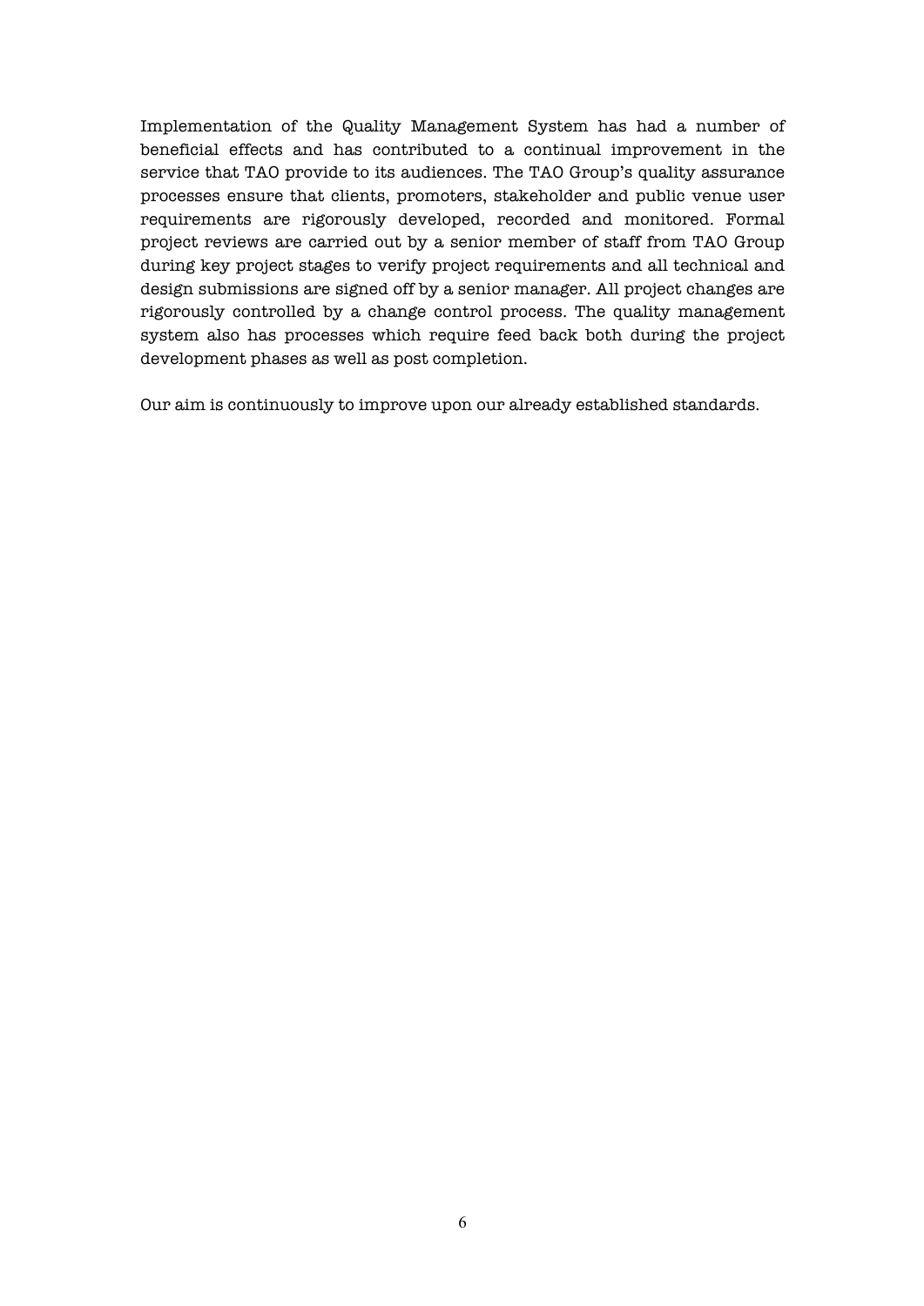Implementation of the Quality Management System has had a number of beneficial effects and has contributed to a continual improvement in the service that TAO provide to its audiences. The TAO Group's quality assurance processes ensure that clients, promoters, stakeholder and public venue user requirements are rigorously developed, recorded and monitored. Formal project reviews are carried out by a senior member of staff from TAO Group during key project stages to verify project requirements and all technical and design submissions are signed off by a senior manager. All project changes are rigorously controlled by a change control process. The quality management system also has processes which require feed back both during the project development phases as well as post completion.

Our aim is continuously to improve upon our already established standards.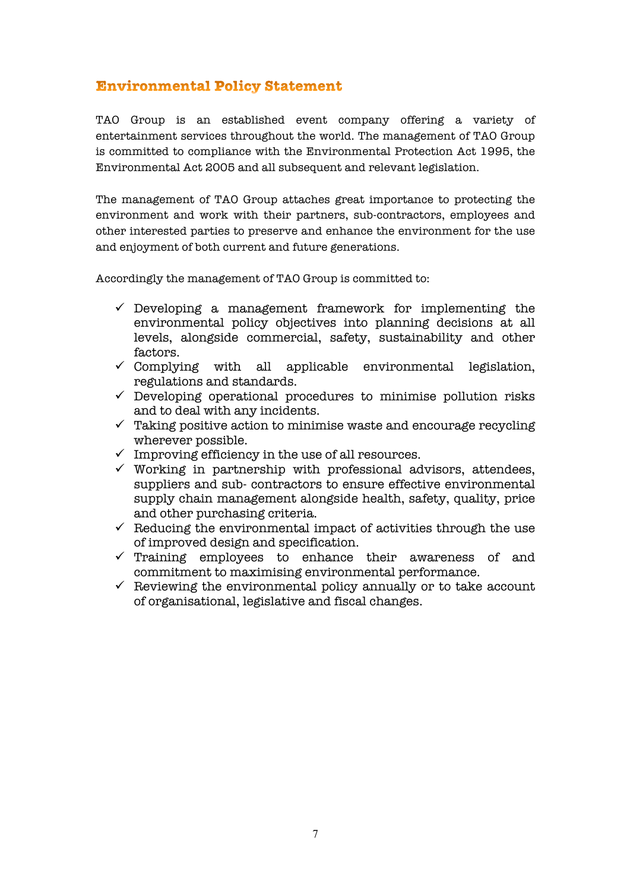## Environmental Policy Statement

TAO Group is an established event company offering a variety of entertainment services throughout the world. The management of TAO Group is committed to compliance with the Environmental Protection Act 1995, the Environmental Act 2005 and all subsequent and relevant legislation.

The management of TAO Group attaches great importance to protecting the environment and work with their partners, sub-contractors, employees and other interested parties to preserve and enhance the environment for the use and enjoyment of both current and future generations.

Accordingly the management of TAO Group is committed to:

- ✓ Developing a management framework for implementing the environmental policy objectives into planning decisions at all levels, alongside commercial, safety, sustainability and other factors.
- ✓ Complying with all applicable environmental legislation, regulations and standards.
- ✓ Developing operational procedures to minimise pollution risks and to deal with any incidents.
- ✓ Taking positive action to minimise waste and encourage recycling wherever possible.
- ✓ Improving efficiency in the use of all resources.
- ✓ Working in partnership with professional advisors, attendees, suppliers and sub- contractors to ensure effective environmental supply chain management alongside health, safety, quality, price and other purchasing criteria.
- ✓ Reducing the environmental impact of activities through the use of improved design and specification.
- ✓ Training employees to enhance their awareness of and commitment to maximising environmental performance.
- ✓ Reviewing the environmental policy annually or to take account of organisational, legislative and fiscal changes.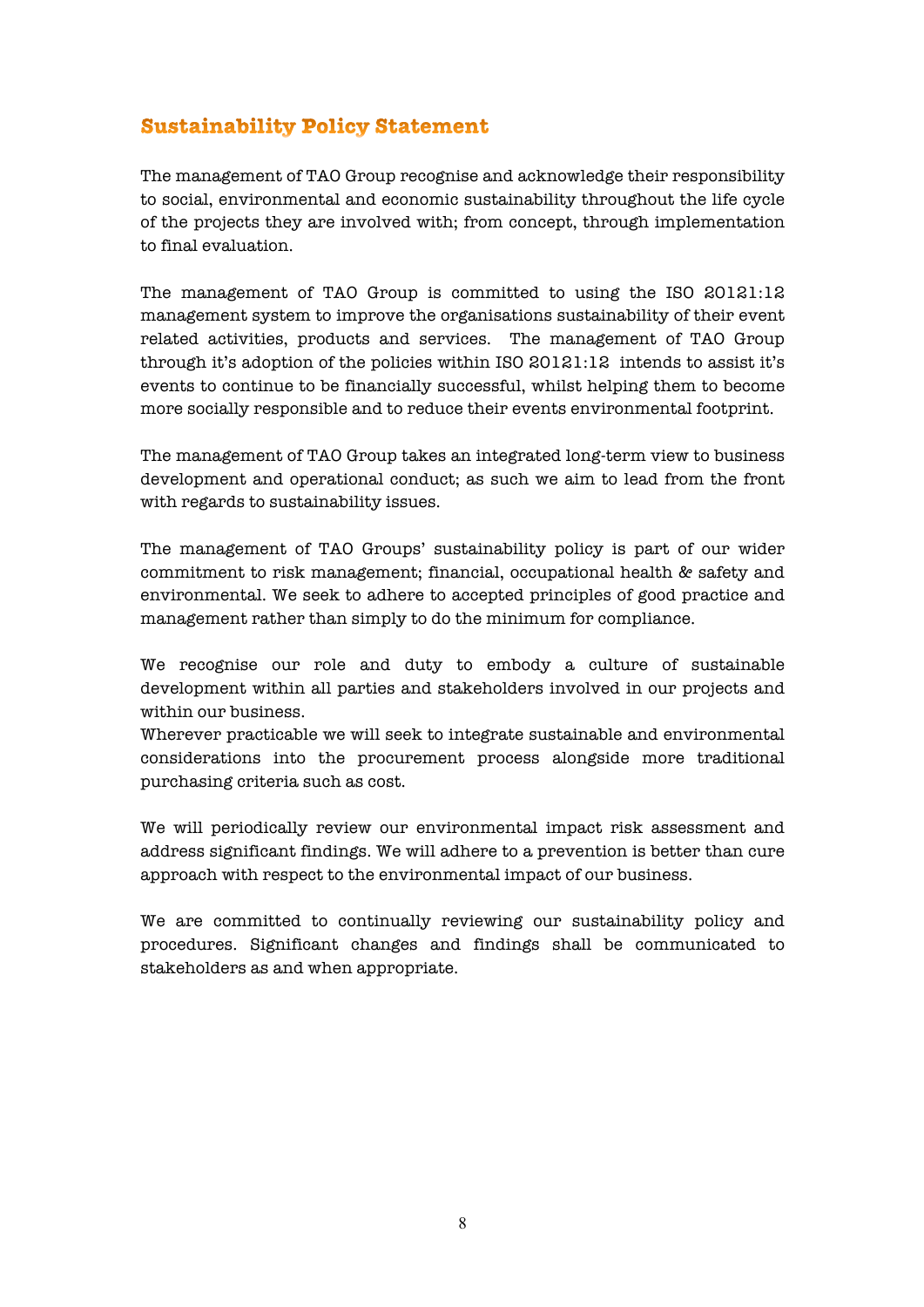## Sustainability Policy Statement

The management of TAO Group recognise and acknowledge their responsibility to social, environmental and economic sustainability throughout the life cycle of the projects they are involved with; from concept, through implementation to final evaluation.

The management of TAO Group is committed to using the ISO 20121:12 management system to improve the organisations sustainability of their event related activities, products and services. The management of TAO Group through it's adoption of the policies within ISO 20121:12 intends to assist it's events to continue to be financially successful, whilst helping them to become more socially responsible and to reduce their events environmental footprint.

The management of TAO Group takes an integrated long-term view to business development and operational conduct; as such we aim to lead from the front with regards to sustainability issues.

The management of TAO Groups' sustainability policy is part of our wider commitment to risk management; financial, occupational health & safety and environmental. We seek to adhere to accepted principles of good practice and management rather than simply to do the minimum for compliance.

We recognise our role and duty to embody a culture of sustainable development within all parties and stakeholders involved in our projects and within our business.
Wherever practicable we will seek to integrate sustainable and environmental considerations into the procurement process alongside more traditional purchasing criteria such as cost.

We will periodically review our environmental impact risk assessment and address significant findings. We will adhere to a prevention is better than cure approach with respect to the environmental impact of our business.

We are committed to continually reviewing our sustainability policy and procedures. Significant changes and findings shall be communicated to stakeholders as and when appropriate.